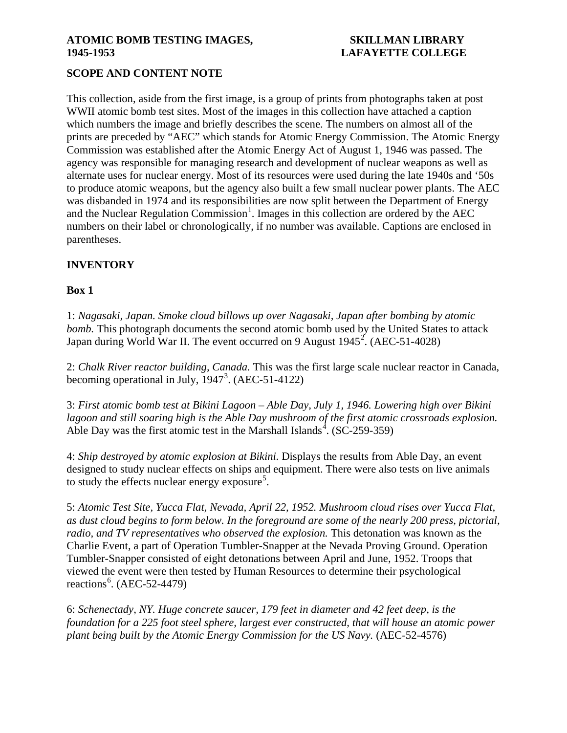**ATOMIC BOMB TESTING IMAGES, 1945-1953**

**SKILLMAN LIBRARY LAFAYETTE COLLEGE**

## SCOPE AND CONTENT NOTE

This collection, aside from the first image, is a group of prints from photographs taken at post WWII atomic bomb test sites. Most of the images in this collection have attached a caption which numbers the image and briefly describes the scene. The numbers on almost all of the prints are preceded by "AEC" which stands for Atomic Energy Commission. The Atomic Energy Commission was established after the Atomic Energy Act of August 1, 1946 was passed. The agency was responsible for managing research and development of nuclear weapons as well as alternate uses for nuclear energy. Most of its resources were used during the late 1940s and '50s to produce atomic weapons, but the agency also built a few small nuclear power plants. The AEC was disbanded in 1974 and its responsibilities are now split between the Department of Energy and the Nuclear Regulation Commission[1]. Images in this collection are ordered by the AEC numbers on their label or chronologically, if no number was available. Captions are enclosed in parentheses.

## INVENTORY

### Box 1

1: *Nagasaki, Japan. Smoke cloud billows up over Nagasaki, Japan after bombing by atomic bomb.* This photograph documents the second atomic bomb used by the United States to attack Japan during World War II. The event occurred on 9 August 1945[2]. (AEC-51-4028)

2: *Chalk River reactor building, Canada.* This was the first large scale nuclear reactor in Canada, becoming operational in July, 1947[3]. (AEC-51-4122)

3: *First atomic bomb test at Bikini Lagoon – Able Day, July 1, 1946. Lowering high over Bikini lagoon and still soaring high is the Able Day mushroom of the first atomic crossroads explosion.* Able Day was the first atomic test in the Marshall Islands[4]. (SC-259-359)

4: *Ship destroyed by atomic explosion at Bikini.* Displays the results from Able Day, an event designed to study nuclear effects on ships and equipment. There were also tests on live animals to study the effects nuclear energy exposure[5].

5: *Atomic Test Site, Yucca Flat, Nevada, April 22, 1952. Mushroom cloud rises over Yucca Flat, as dust cloud begins to form below. In the foreground are some of the nearly 200 press, pictorial, radio, and TV representatives who observed the explosion.* This detonation was known as the Charlie Event, a part of Operation Tumbler-Snapper at the Nevada Proving Ground. Operation Tumbler-Snapper consisted of eight detonations between April and June, 1952. Troops that viewed the event were then tested by Human Resources to determine their psychological reactions[6]. (AEC-52-4479)

6: *Schenectady, NY. Huge concrete saucer, 179 feet in diameter and 42 feet deep, is the foundation for a 225 foot steel sphere, largest ever constructed, that will house an atomic power plant being built by the Atomic Energy Commission for the US Navy.* (AEC-52-4576)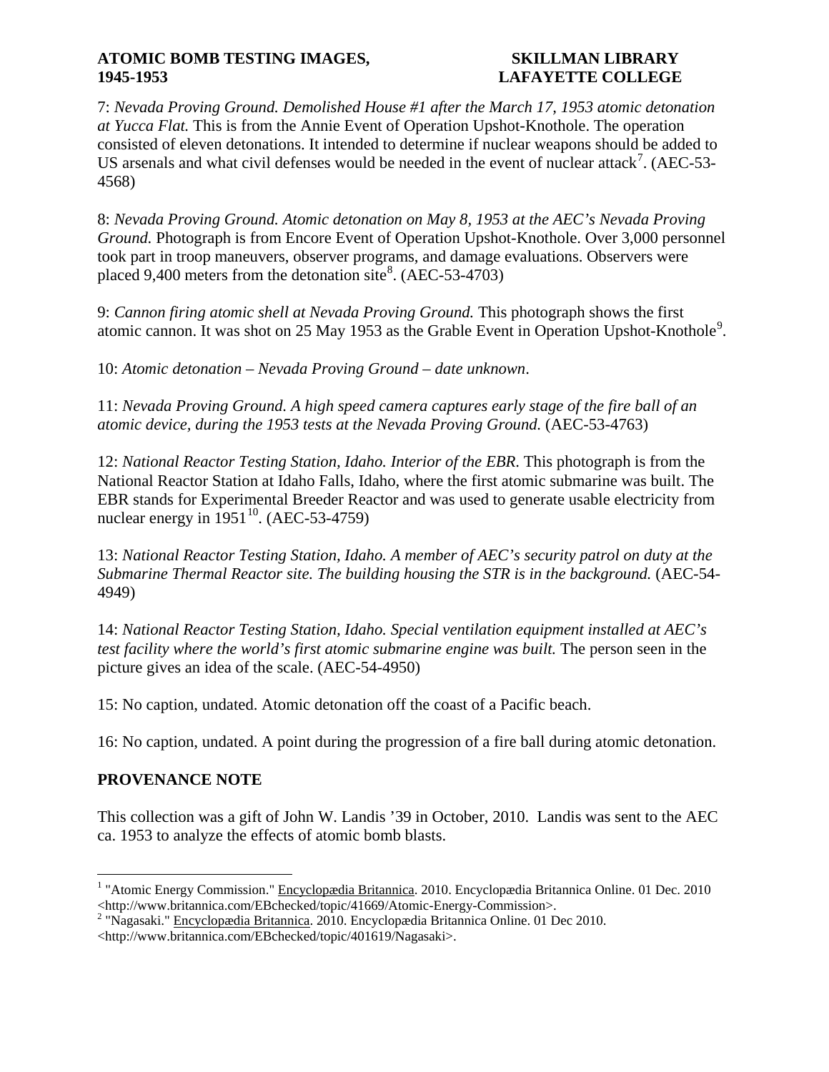7: *Nevada Proving Ground. Demolished House #1 after the March 17, 1953 atomic detonation at Yucca Flat.* This is from the Annie Event of Operation Upshot-Knothole. The operation consisted of eleven detonations. It intended to determine if nuclear weapons should be added to US arsenals and what civil defenses would be needed in the event of nuclear attack[7]. (AEC-53-4568)

8: *Nevada Proving Ground. Atomic detonation on May 8, 1953 at the AEC's Nevada Proving Ground.* Photograph is from Encore Event of Operation Upshot-Knothole. Over 3,000 personnel took part in troop maneuvers, observer programs, and damage evaluations. Observers were placed 9,400 meters from the detonation site[8]. (AEC-53-4703)

9: *Cannon firing atomic shell at Nevada Proving Ground.* This photograph shows the first atomic cannon. It was shot on 25 May 1953 as the Grable Event in Operation Upshot-Knothole[9].

10: *Atomic detonation – Nevada Proving Ground – date unknown*.

11: *Nevada Proving Ground. A high speed camera captures early stage of the fire ball of an atomic device, during the 1953 tests at the Nevada Proving Ground.* (AEC-53-4763)

12: *National Reactor Testing Station, Idaho. Interior of the EBR*. This photograph is from the National Reactor Station at Idaho Falls, Idaho, where the first atomic submarine was built. The EBR stands for Experimental Breeder Reactor and was used to generate usable electricity from nuclear energy in 1951[10]. (AEC-53-4759)

13: *National Reactor Testing Station, Idaho. A member of AEC's security patrol on duty at the Submarine Thermal Reactor site. The building housing the STR is in the background.* (AEC-54-4949)

14: *National Reactor Testing Station, Idaho. Special ventilation equipment installed at AEC's test facility where the world's first atomic submarine engine was built.* The person seen in the picture gives an idea of the scale. (AEC-54-4950)

15: No caption, undated. Atomic detonation off the coast of a Pacific beach.

16: No caption, undated. A point during the progression of a fire ball during atomic detonation.

## PROVENANCE NOTE

This collection was a gift of John W. Landis '39 in October, 2010. Landis was sent to the AEC ca. 1953 to analyze the effects of atomic bomb blasts.

---

[1] "Atomic Energy Commission." Encyclopædia Britannica. 2010. Encyclopædia Britannica Online. 01 Dec. 2010 <http://www.britannica.com/EBchecked/topic/41669/Atomic-Energy-Commission>.

[2] "Nagasaki." Encyclopædia Britannica. 2010. Encyclopædia Britannica Online. 01 Dec 2010. <http://www.britannica.com/EBchecked/topic/401619/Nagasaki>.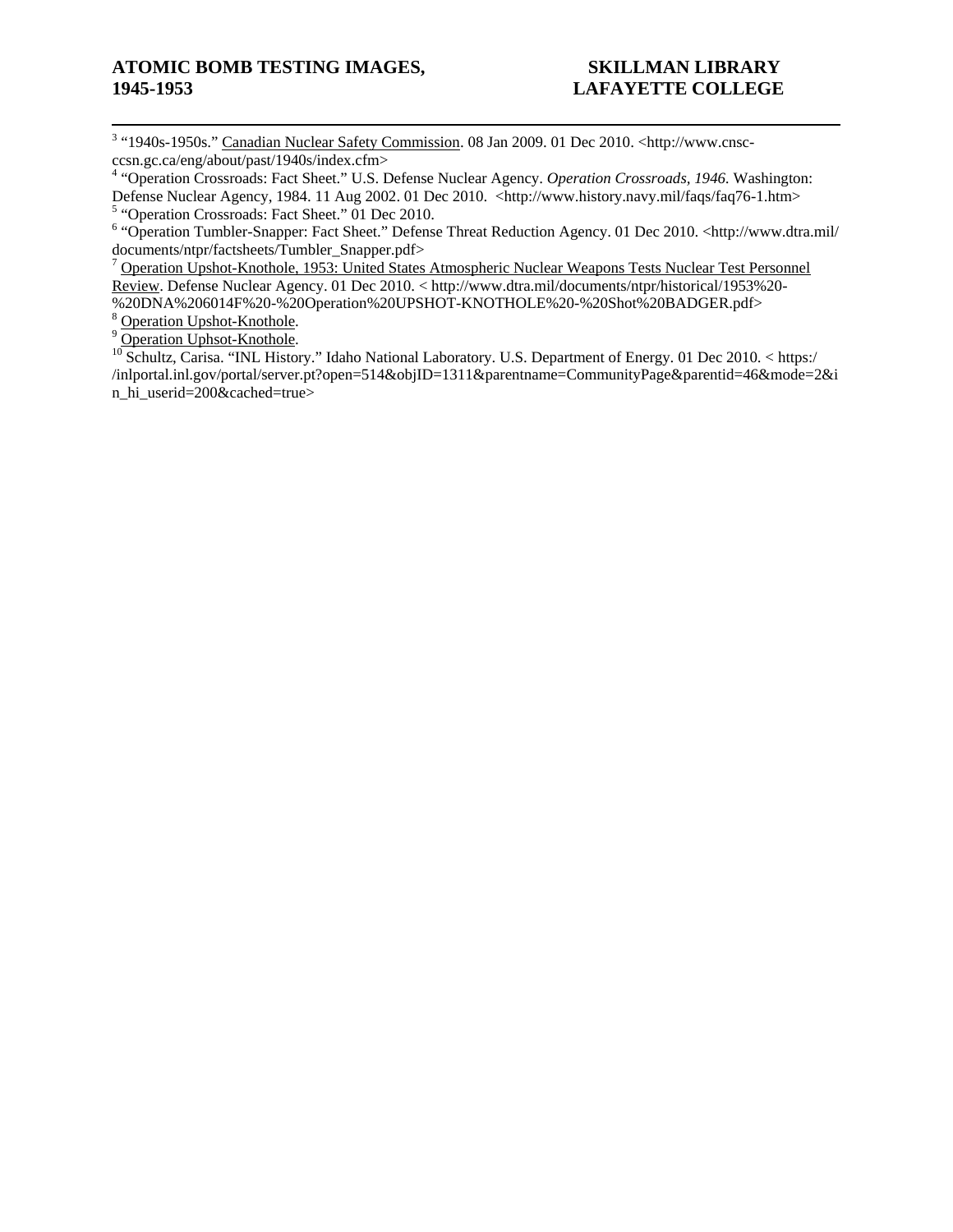[3] "1940s-1950s." Canadian Nuclear Safety Commission. 08 Jan 2009. 01 Dec 2010. <http://www.cnsc-ccsn.gc.ca/eng/about/past/1940s/index.cfm>

[4] "Operation Crossroads: Fact Sheet." U.S. Defense Nuclear Agency. *Operation Crossroads, 1946.* Washington: Defense Nuclear Agency, 1984. 11 Aug 2002. 01 Dec 2010. <http://www.history.navy.mil/faqs/faq76-1.htm>

[5] "Operation Crossroads: Fact Sheet." 01 Dec 2010.

[6] "Operation Tumbler-Snapper: Fact Sheet." Defense Threat Reduction Agency. 01 Dec 2010. <http://www.dtra.mil/documents/ntpr/factsheets/Tumbler_Snapper.pdf>

[7] Operation Upshot-Knothole, 1953: United States Atmospheric Nuclear Weapons Tests Nuclear Test Personnel Review. Defense Nuclear Agency. 01 Dec 2010. < http://www.dtra.mil/documents/ntpr/historical/1953%20-%20DNA%206014F%20-%20Operation%20UPSHOT-KNOTHOLE%20-%20Shot%20BADGER.pdf>

[8] Operation Upshot-Knothole.

[9] Operation Uphsot-Knothole.

[10] Schultz, Carisa. "INL History." Idaho National Laboratory. U.S. Department of Energy. 01 Dec 2010. < https://inlportal.inl.gov/portal/server.pt?open=514&objID=1311&parentname=CommunityPage&parentid=46&mode=2&in_hi_userid=200&cached=true>